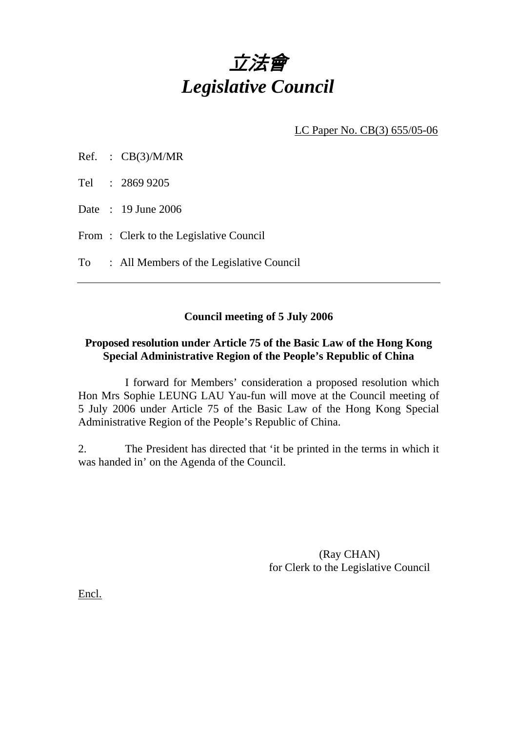# *立法會*
# *Legislative Council*

LC Paper No. CB(3) 655/05-06

Ref. : CB(3)/M/MR

Tel : 2869 9205

Date : 19 June 2006

From : Clerk to the Legislative Council

To : All Members of the Legislative Council

---

**Council meeting of 5 July 2006**

**Proposed resolution under Article 75 of the Basic Law of the Hong Kong Special Administrative Region of the People's Republic of China**

I forward for Members' consideration a proposed resolution which Hon Mrs Sophie LEUNG LAU Yau-fun will move at the Council meeting of 5 July 2006 under Article 75 of the Basic Law of the Hong Kong Special Administrative Region of the People's Republic of China.

2. The President has directed that 'it be printed in the terms in which it was handed in' on the Agenda of the Council.

(Ray CHAN)
for Clerk to the Legislative Council

Encl.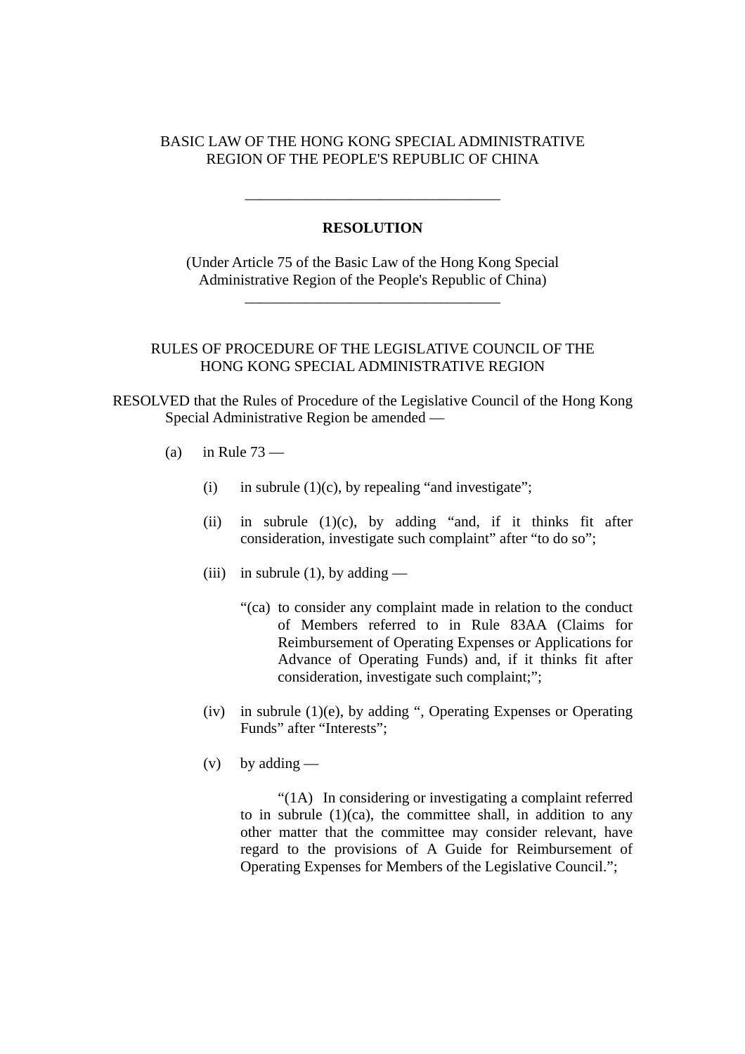BASIC LAW OF THE HONG KONG SPECIAL ADMINISTRATIVE REGION OF THE PEOPLE'S REPUBLIC OF CHINA

---

**RESOLUTION**

(Under Article 75 of the Basic Law of the Hong Kong Special Administrative Region of the People's Republic of China)

---

RULES OF PROCEDURE OF THE LEGISLATIVE COUNCIL OF THE HONG KONG SPECIAL ADMINISTRATIVE REGION

RESOLVED that the Rules of Procedure of the Legislative Council of the Hong Kong Special Administrative Region be amended —

(a) in Rule 73 —

(i) in subrule (1)(c), by repealing "and investigate";

(ii) in subrule (1)(c), by adding "and, if it thinks fit after consideration, investigate such complaint" after "to do so";

(iii) in subrule (1), by adding —

"(ca) to consider any complaint made in relation to the conduct of Members referred to in Rule 83AA (Claims for Reimbursement of Operating Expenses or Applications for Advance of Operating Funds) and, if it thinks fit after consideration, investigate such complaint;";

(iv) in subrule (1)(e), by adding ", Operating Expenses or Operating Funds" after "Interests";

(v) by adding —

"(1A) In considering or investigating a complaint referred to in subrule (1)(ca), the committee shall, in addition to any other matter that the committee may consider relevant, have regard to the provisions of A Guide for Reimbursement of Operating Expenses for Members of the Legislative Council.";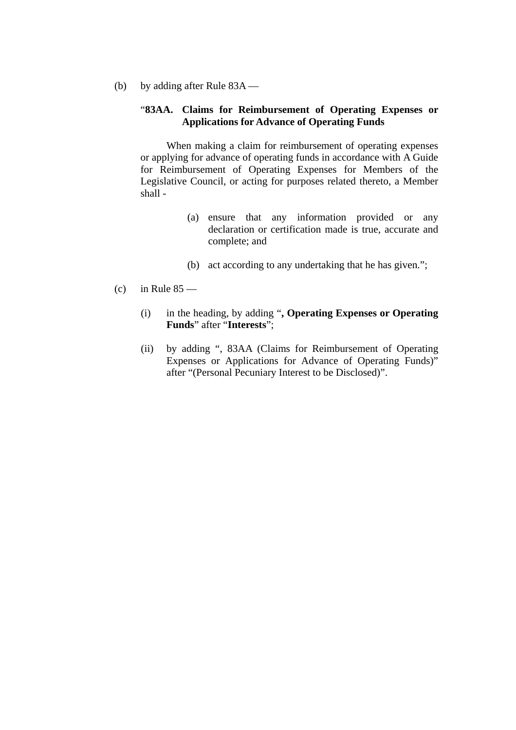(b) by adding after Rule 83A —

> "**83AA. Claims for Reimbursement of Operating Expenses or Applications for Advance of Operating Funds**
>
> When making a claim for reimbursement of operating expenses or applying for advance of operating funds in accordance with A Guide for Reimbursement of Operating Expenses for Members of the Legislative Council, or acting for purposes related thereto, a Member shall -
>
> (a) ensure that any information provided or any declaration or certification made is true, accurate and complete; and
>
> (b) act according to any undertaking that he has given.";

(c) in Rule 85 —

(i) in the heading, by adding "**, Operating Expenses or Operating Funds**" after "**Interests**";

(ii) by adding ", 83AA (Claims for Reimbursement of Operating Expenses or Applications for Advance of Operating Funds)" after "(Personal Pecuniary Interest to be Disclosed)".